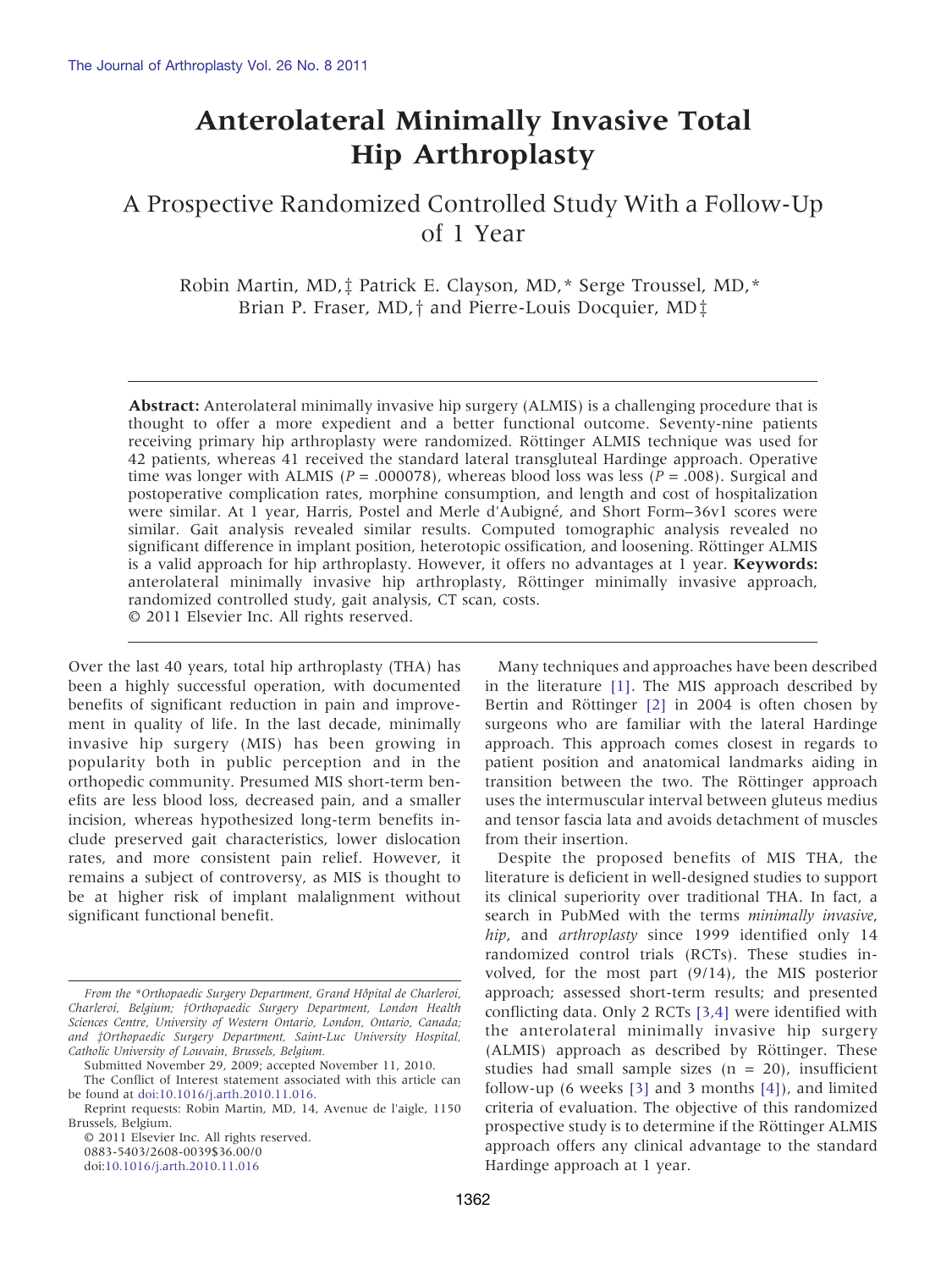# Anterolateral Minimally Invasive Total Hip Arthroplasty

## A Prospective Randomized Controlled Study With a Follow-Up of 1 Year

Robin Martin, MD,‡ Patrick E. Clayson, MD,* Serge Troussel, MD,* Brian P. Fraser, MD,† and Pierre-Louis Docquier, MD‡

**Abstract:** Anterolateral minimally invasive hip surgery (ALMIS) is a challenging procedure that is thought to offer a more expedient and a better functional outcome. Seventy-nine patients receiving primary hip arthroplasty were randomized. Röttinger ALMIS technique was used for 42 patients, whereas 41 received the standard lateral transgluteal Hardinge approach. Operative time was longer with ALMIS ($P = .000078$), whereas blood loss was less ($P = .008$). Surgical and postoperative complication rates, morphine consumption, and length and cost of hospitalization were similar. At 1 year, Harris, Postel and Merle d'Aubigné, and Short Form–36v1 scores were similar. Gait analysis revealed similar results. Computed tomographic analysis revealed no significant difference in implant position, heterotopic ossification, and loosening. Röttinger ALMIS is a valid approach for hip arthroplasty. However, it offers no advantages at 1 year. **Keywords:** anterolateral minimally invasive hip arthroplasty, Röttinger minimally invasive approach, randomized controlled study, gait analysis, CT scan, costs.
© 2011 Elsevier Inc. All rights reserved.

Over the last 40 years, total hip arthroplasty (THA) has been a highly successful operation, with documented benefits of significant reduction in pain and improvement in quality of life. In the last decade, minimally invasive hip surgery (MIS) has been growing in popularity both in public perception and in the orthopedic community. Presumed MIS short-term benefits are less blood loss, decreased pain, and a smaller incision, whereas hypothesized long-term benefits include preserved gait characteristics, lower dislocation rates, and more consistent pain relief. However, it remains a subject of controversy, as MIS is thought to be at higher risk of implant malalignment without significant functional benefit.

Many techniques and approaches have been described in the literature [1]. The MIS approach described by Bertin and Röttinger [2] in 2004 is often chosen by surgeons who are familiar with the lateral Hardinge approach. This approach comes closest in regards to patient position and anatomical landmarks aiding in transition between the two. The Röttinger approach uses the intermuscular interval between gluteus medius and tensor fascia lata and avoids detachment of muscles from their insertion.

Despite the proposed benefits of MIS THA, the literature is deficient in well-designed studies to support its clinical superiority over traditional THA. In fact, a search in PubMed with the terms *minimally invasive*, *hip*, and *arthroplasty* since 1999 identified only 14 randomized control trials (RCTs). These studies involved, for the most part (9/14), the MIS posterior approach; assessed short-term results; and presented conflicting data. Only 2 RCTs [3,4] were identified with the anterolateral minimally invasive hip surgery (ALMIS) approach as described by Röttinger. These studies had small sample sizes (n = 20), insufficient follow-up (6 weeks [3] and 3 months [4]), and limited criteria of evaluation. The objective of this randomized prospective study is to determine if the Röttinger ALMIS approach offers any clinical advantage to the standard Hardinge approach at 1 year.

*From the \*Orthopaedic Surgery Department, Grand Hôpital de Charleroi, Charleroi, Belgium; †Orthopaedic Surgery Department, London Health Sciences Centre, University of Western Ontario, London, Ontario, Canada; and ‡Orthopaedic Surgery Department, Saint-Luc University Hospital, Catholic University of Louvain, Brussels, Belgium.*

Submitted November 29, 2009; accepted November 11, 2010.

The Conflict of Interest statement associated with this article can be found at doi:10.1016/j.arth.2010.11.016.

Reprint requests: Robin Martin, MD, 14, Avenue de l'aigle, 1150 Brussels, Belgium.

© 2011 Elsevier Inc. All rights reserved.
0883-5403/2608-0039$36.00/0
doi:10.1016/j.arth.2010.11.016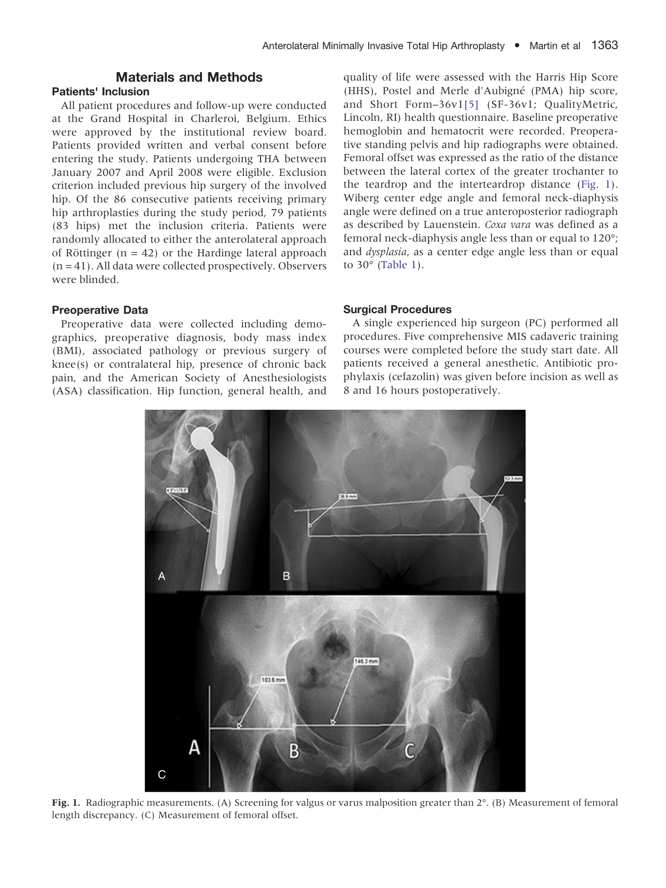## Materials and Methods

### Patients' Inclusion

All patient procedures and follow-up were conducted at the Grand Hospital in Charleroi, Belgium. Ethics were approved by the institutional review board. Patients provided written and verbal consent before entering the study. Patients undergoing THA between January 2007 and April 2008 were eligible. Exclusion criterion included previous hip surgery of the involved hip. Of the 86 consecutive patients receiving primary hip arthroplasties during the study period, 79 patients (83 hips) met the inclusion criteria. Patients were randomly allocated to either the anterolateral approach of Röttinger (n = 42) or the Hardinge lateral approach (n = 41). All data were collected prospectively. Observers were blinded.

### Preoperative Data

Preoperative data were collected including demographics, preoperative diagnosis, body mass index (BMI), associated pathology or previous surgery of knee(s) or contralateral hip, presence of chronic back pain, and the American Society of Anesthesiologists (ASA) classification. Hip function, general health, and quality of life were assessed with the Harris Hip Score (HHS), Postel and Merle d'Aubigné (PMA) hip score, and Short Form–36v1[5] (SF-36v1; QualityMetric, Lincoln, RI) health questionnaire. Baseline preoperative hemoglobin and hematocrit were recorded. Preoperative standing pelvis and hip radiographs were obtained. Femoral offset was expressed as the ratio of the distance between the lateral cortex of the greater trochanter to the teardrop and the interteardrop distance (Fig. 1). Wiberg center edge angle and femoral neck-diaphysis angle were defined on a true anteroposterior radiograph as described by Lauenstein. *Coxa vara* was defined as a femoral neck-diaphysis angle less than or equal to 120°; and *dysplasia*, as a center edge angle less than or equal to 30° (Table 1).

### Surgical Procedures

A single experienced hip surgeon (PC) performed all procedures. Five comprehensive MIS cadaveric training courses were completed before the study start date. All patients received a general anesthetic. Antibiotic prophylaxis (cefazolin) was given before incision as well as 8 and 16 hours postoperatively.

**Fig. 1.** Radiographic measurements. (A) Screening for valgus or varus malposition greater than 2°. (B) Measurement of femoral length discrepancy. (C) Measurement of femoral offset.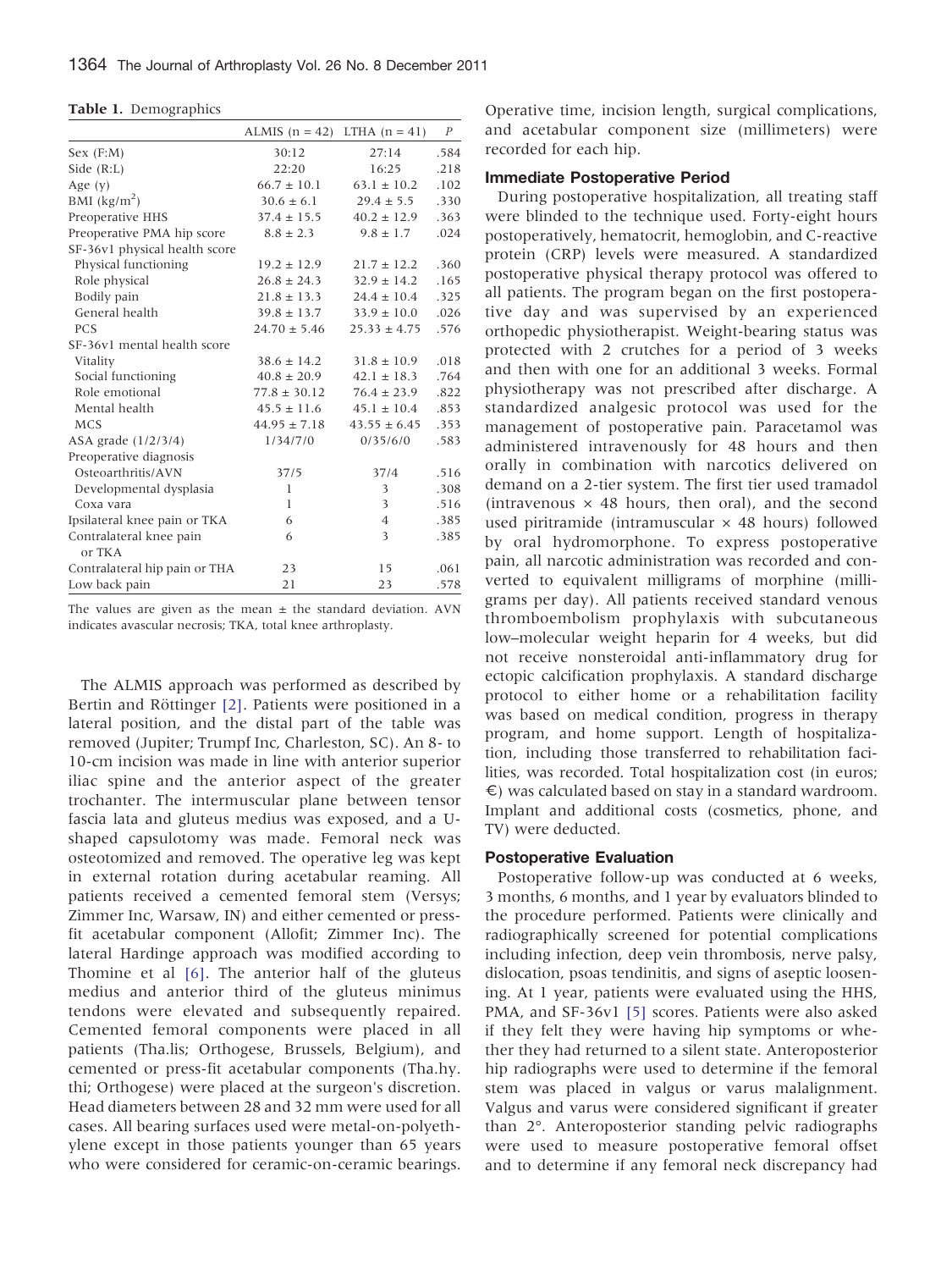**Table 1.** Demographics

| | ALMIS (n = 42) | LTHA (n = 41) | *P* |
|---|---|---|---|
| Sex (F:M) | 30:12 | 27:14 | .584 |
| Side (R:L) | 22:20 | 16:25 | .218 |
| Age (y) | 66.7 ± 10.1 | 63.1 ± 10.2 | .102 |
| BMI (kg/m$^2$) | 30.6 ± 6.1 | 29.4 ± 5.5 | .330 |
| Preoperative HHS | 37.4 ± 15.5 | 40.2 ± 12.9 | .363 |
| Preoperative PMA hip score | 8.8 ± 2.3 | 9.8 ± 1.7 | .024 |
| SF-36v1 physical health score | | | |
| Physical functioning | 19.2 ± 12.9 | 21.7 ± 12.2 | .360 |
| Role physical | 26.8 ± 24.3 | 32.9 ± 14.2 | .165 |
| Bodily pain | 21.8 ± 13.3 | 24.4 ± 10.4 | .325 |
| General health | 39.8 ± 13.7 | 33.9 ± 10.0 | .026 |
| PCS | 24.70 ± 5.46 | 25.33 ± 4.75 | .576 |
| SF-36v1 mental health score | | | |
| Vitality | 38.6 ± 14.2 | 31.8 ± 10.9 | .018 |
| Social functioning | 40.8 ± 20.9 | 42.1 ± 18.3 | .764 |
| Role emotional | 77.8 ± 30.12 | 76.4 ± 23.9 | .822 |
| Mental health | 45.5 ± 11.6 | 45.1 ± 10.4 | .853 |
| MCS | 44.95 ± 7.18 | 43.55 ± 6.45 | .353 |
| ASA grade (1/2/3/4) | 1/34/7/0 | 0/35/6/0 | .583 |
| Preoperative diagnosis | | | |
| Osteoarthritis/AVN | 37/5 | 37/4 | .516 |
| Developmental dysplasia | 1 | 3 | .308 |
| Coxa vara | 1 | 3 | .516 |
| Ipsilateral knee pain or TKA | 6 | 4 | .385 |
| Contralateral knee pain or TKA | 6 | 3 | .385 |
| Contralateral hip pain or THA | 23 | 15 | .061 |
| Low back pain | 21 | 23 | .578 |

The values are given as the mean ± the standard deviation. AVN indicates avascular necrosis; TKA, total knee arthroplasty.

The ALMIS approach was performed as described by Bertin and Röttinger [2]. Patients were positioned in a lateral position, and the distal part of the table was removed (Jupiter; Trumpf Inc, Charleston, SC). An 8- to 10-cm incision was made in line with anterior superior iliac spine and the anterior aspect of the greater trochanter. The intermuscular plane between tensor fascia lata and gluteus medius was exposed, and a U-shaped capsulotomy was made. Femoral neck was osteotomized and removed. The operative leg was kept in external rotation during acetabular reaming. All patients received a cemented femoral stem (Versys; Zimmer Inc, Warsaw, IN) and either cemented or press-fit acetabular component (Allofit; Zimmer Inc). The lateral Hardinge approach was modified according to Thomine et al [6]. The anterior half of the gluteus medius and anterior third of the gluteus minimus tendons were elevated and subsequently repaired. Cemented femoral components were placed in all patients (Tha.lis; Orthogese, Brussels, Belgium), and cemented or press-fit acetabular components (Tha.hy.thi; Orthogese) were placed at the surgeon's discretion. Head diameters between 28 and 32 mm were used for all cases. All bearing surfaces used were metal-on-polyethylene except in those patients younger than 65 years who were considered for ceramic-on-ceramic bearings. Operative time, incision length, surgical complications, and acetabular component size (millimeters) were recorded for each hip.

### Immediate Postoperative Period

During postoperative hospitalization, all treating staff were blinded to the technique used. Forty-eight hours postoperatively, hematocrit, hemoglobin, and C-reactive protein (CRP) levels were measured. A standardized postoperative physical therapy protocol was offered to all patients. The program began on the first postoperative day and was supervised by an experienced orthopedic physiotherapist. Weight-bearing status was protected with 2 crutches for a period of 3 weeks and then with one for an additional 3 weeks. Formal physiotherapy was not prescribed after discharge. A standardized analgesic protocol was used for the management of postoperative pain. Paracetamol was administered intravenously for 48 hours and then orally in combination with narcotics delivered on demand on a 2-tier system. The first tier used tramadol (intravenous × 48 hours, then oral), and the second used piritramide (intramuscular × 48 hours) followed by oral hydromorphone. To express postoperative pain, all narcotic administration was recorded and converted to equivalent milligrams of morphine (milligrams per day). All patients received standard venous thromboembolism prophylaxis with subcutaneous low–molecular weight heparin for 4 weeks, but did not receive nonsteroidal anti-inflammatory drug for ectopic calcification prophylaxis. A standard discharge protocol to either home or a rehabilitation facility was based on medical condition, progress in therapy program, and home support. Length of hospitalization, including those transferred to rehabilitation facilities, was recorded. Total hospitalization cost (in euros; €) was calculated based on stay in a standard wardroom. Implant and additional costs (cosmetics, phone, and TV) were deducted.

### Postoperative Evaluation

Postoperative follow-up was conducted at 6 weeks, 3 months, 6 months, and 1 year by evaluators blinded to the procedure performed. Patients were clinically and radiographically screened for potential complications including infection, deep vein thrombosis, nerve palsy, dislocation, psoas tendinitis, and signs of aseptic loosening. At 1 year, patients were evaluated using the HHS, PMA, and SF-36v1 [5] scores. Patients were also asked if they felt they were having hip symptoms or whether they had returned to a silent state. Anteroposterior hip radiographs were used to determine if the femoral stem was placed in valgus or varus malalignment. Valgus and varus were considered significant if greater than 2°. Anteroposterior standing pelvic radiographs were used to measure postoperative femoral offset and to determine if any femoral neck discrepancy had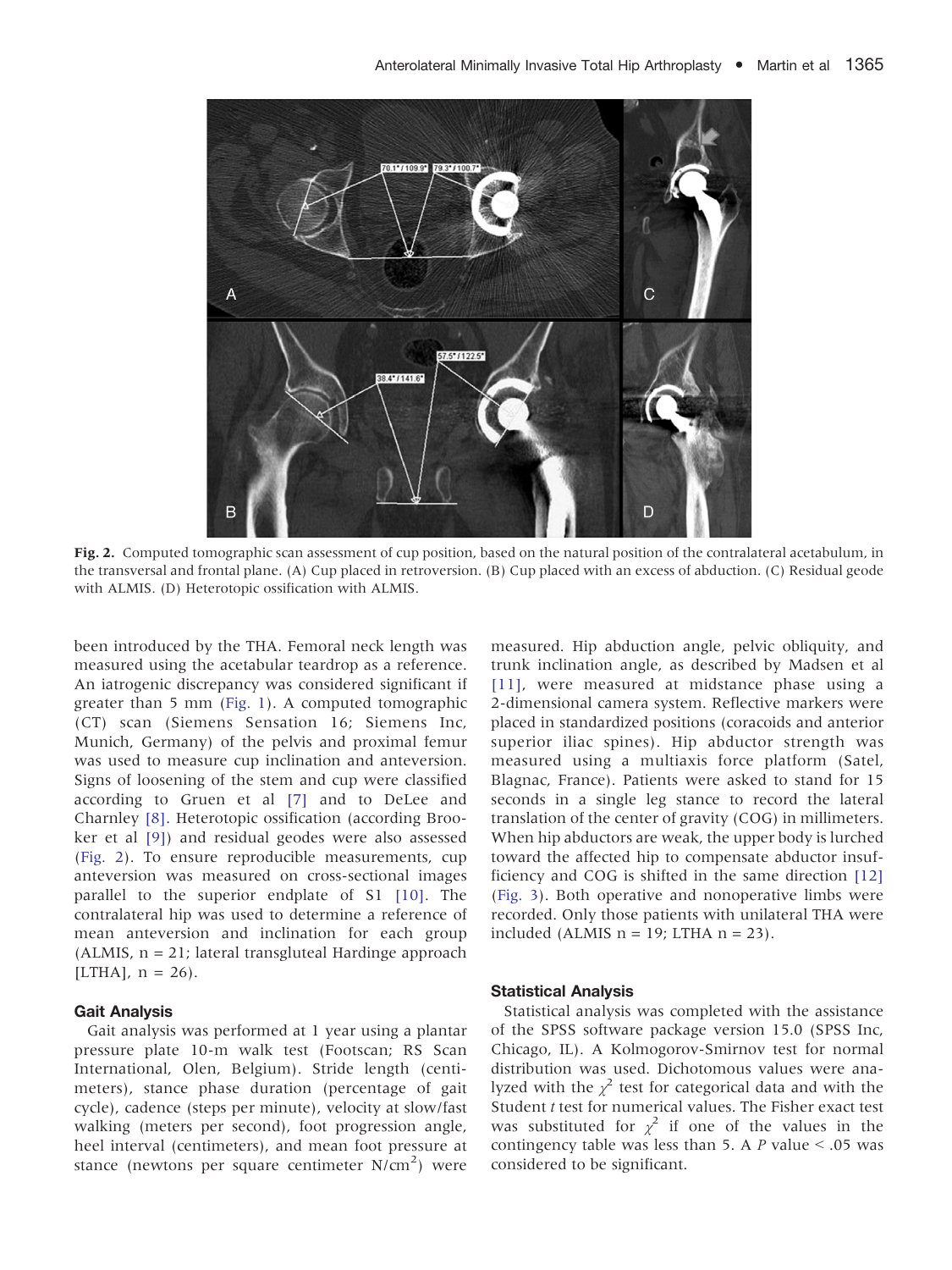**Fig. 2.** Computed tomographic scan assessment of cup position, based on the natural position of the contralateral acetabulum, in the transversal and frontal plane. (A) Cup placed in retroversion. (B) Cup placed with an excess of abduction. (C) Residual geode with ALMIS. (D) Heterotopic ossification with ALMIS.

been introduced by the THA. Femoral neck length was measured using the acetabular teardrop as a reference. An iatrogenic discrepancy was considered significant if greater than 5 mm (Fig. 1). A computed tomographic (CT) scan (Siemens Sensation 16; Siemens Inc, Munich, Germany) of the pelvis and proximal femur was used to measure cup inclination and anteversion. Signs of loosening of the stem and cup were classified according to Gruen et al [7] and to DeLee and Charnley [8]. Heterotopic ossification (according Brooker et al [9]) and residual geodes were also assessed (Fig. 2). To ensure reproducible measurements, cup anteversion was measured on cross-sectional images parallel to the superior endplate of S1 [10]. The contralateral hip was used to determine a reference of mean anteversion and inclination for each group (ALMIS, n = 21; lateral transgluteal Hardinge approach [LTHA], n = 26).

### Gait Analysis

Gait analysis was performed at 1 year using a plantar pressure plate 10-m walk test (Footscan; RS Scan International, Olen, Belgium). Stride length (centimeters), stance phase duration (percentage of gait cycle), cadence (steps per minute), velocity at slow/fast walking (meters per second), foot progression angle, heel interval (centimeters), and mean foot pressure at stance (newtons per square centimeter $N/cm^2$) were measured. Hip abduction angle, pelvic obliquity, and trunk inclination angle, as described by Madsen et al [11], were measured at midstance phase using a 2-dimensional camera system. Reflective markers were placed in standardized positions (coracoids and anterior superior iliac spines). Hip abductor strength was measured using a multiaxis force platform (Satel, Blagnac, France). Patients were asked to stand for 15 seconds in a single leg stance to record the lateral translation of the center of gravity (COG) in millimeters. When hip abductors are weak, the upper body is lurched toward the affected hip to compensate abductor insufficiency and COG is shifted in the same direction [12] (Fig. 3). Both operative and nonoperative limbs were recorded. Only those patients with unilateral THA were included (ALMIS n = 19; LTHA n = 23).

### Statistical Analysis

Statistical analysis was completed with the assistance of the SPSS software package version 15.0 (SPSS Inc, Chicago, IL). A Kolmogorov-Smirnov test for normal distribution was used. Dichotomous values were analyzed with the $\chi^2$ test for categorical data and with the Student *t* test for numerical values. The Fisher exact test was substituted for $\chi^2$ if one of the values in the contingency table was less than 5. A *P* value < .05 was considered to be significant.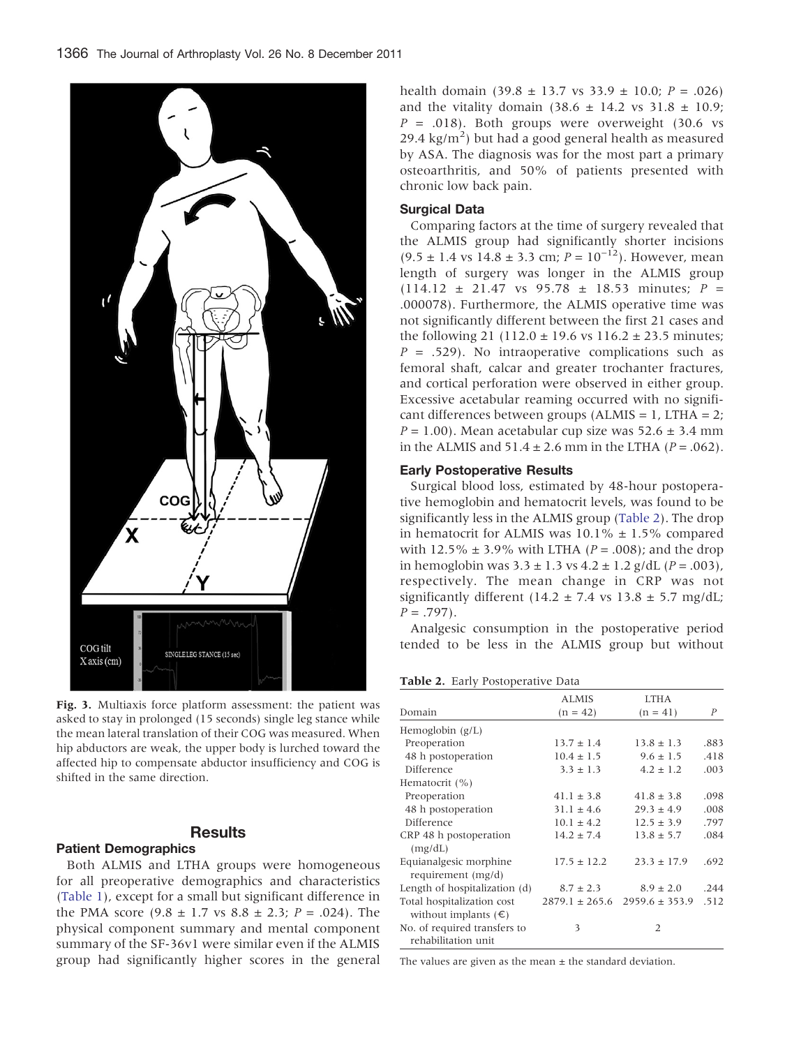Fig. 3. Multiaxis force platform assessment: the patient was asked to stay in prolonged (15 seconds) single leg stance while the mean lateral translation of their COG was measured. When hip abductors are weak, the upper body is lurched toward the affected hip to compensate abductor insufficiency and COG is shifted in the same direction.

## Results

### Patient Demographics

Both ALMIS and LTHA groups were homogeneous for all preoperative demographics and characteristics (Table 1), except for a small but significant difference in the PMA score (9.8 ± 1.7 vs 8.8 ± 2.3; *P* = .024). The physical component summary and mental component summary of the SF-36v1 were similar even if the ALMIS group had significantly higher scores in the general health domain (39.8 ± 13.7 vs 33.9 ± 10.0; *P* = .026) and the vitality domain (38.6 ± 14.2 vs 31.8 ± 10.9; *P* = .018). Both groups were overweight (30.6 vs 29.4 kg/m$^2$) but had a good general health as measured by ASA. The diagnosis was for the most part a primary osteoarthritis, and 50% of patients presented with chronic low back pain.

### Surgical Data

Comparing factors at the time of surgery revealed that the ALMIS group had significantly shorter incisions (9.5 ± 1.4 vs 14.8 ± 3.3 cm; *P* = $10^{-12}$). However, mean length of surgery was longer in the ALMIS group (114.12 ± 21.47 vs 95.78 ± 18.53 minutes; *P* = .000078). Furthermore, the ALMIS operative time was not significantly different between the first 21 cases and the following 21 (112.0 ± 19.6 vs 116.2 ± 23.5 minutes; *P* = .529). No intraoperative complications such as femoral shaft, calcar and greater trochanter fractures, and cortical perforation were observed in either group. Excessive acetabular reaming occurred with no significant differences between groups (ALMIS = 1, LTHA = 2; *P* = 1.00). Mean acetabular cup size was 52.6 ± 3.4 mm in the ALMIS and 51.4 ± 2.6 mm in the LTHA (*P* = .062).

### Early Postoperative Results

Surgical blood loss, estimated by 48-hour postoperative hemoglobin and hematocrit levels, was found to be significantly less in the ALMIS group (Table 2). The drop in hematocrit for ALMIS was 10.1% ± 1.5% compared with 12.5% ± 3.9% with LTHA (*P* = .008); and the drop in hemoglobin was 3.3 ± 1.3 vs 4.2 ± 1.2 g/dL (*P* = .003), respectively. The mean change in CRP was not significantly different (14.2 ± 7.4 vs 13.8 ± 5.7 mg/dL; *P* = .797).

Analgesic consumption in the postoperative period tended to be less in the ALMIS group but without

**Table 2.** Early Postoperative Data

| Domain | ALMIS (n = 42) | LTHA (n = 41) | *P* |
|---|---|---|---|
| Hemoglobin (g/L) | | | |
| Preoperation | 13.7 ± 1.4 | 13.8 ± 1.3 | .883 |
| 48 h postoperation | 10.4 ± 1.5 | 9.6 ± 1.5 | .418 |
| Difference | 3.3 ± 1.3 | 4.2 ± 1.2 | .003 |
| Hematocrit (%) | | | |
| Preoperation | 41.1 ± 3.8 | 41.8 ± 3.8 | .098 |
| 48 h postoperation | 31.1 ± 4.6 | 29.3 ± 4.9 | .008 |
| Difference | 10.1 ± 4.2 | 12.5 ± 3.9 | .797 |
| CRP 48 h postoperation (mg/dL) | 14.2 ± 7.4 | 13.8 ± 5.7 | .084 |
| Equianalgesic morphine requirement (mg/d) | 17.5 ± 12.2 | 23.3 ± 17.9 | .692 |
| Length of hospitalization (d) | 8.7 ± 2.3 | 8.9 ± 2.0 | .244 |
| Total hospitalization cost without implants (€) | 2879.1 ± 265.6 | 2959.6 ± 353.9 | .512 |
| No. of required transfers to rehabilitation unit | 3 | 2 | |

The values are given as the mean ± the standard deviation.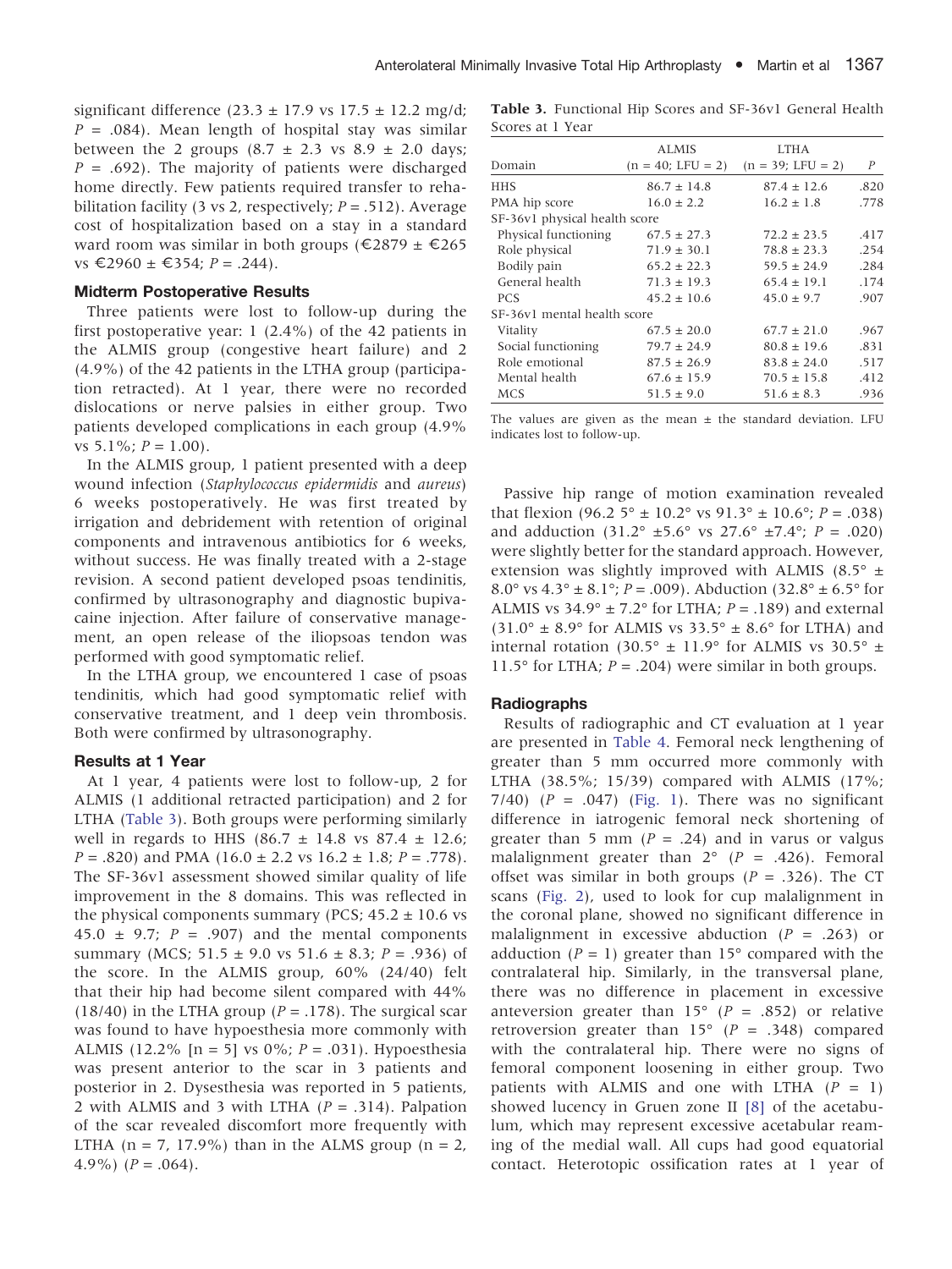significant difference (23.3 ± 17.9 vs 17.5 ± 12.2 mg/d; $P$ = .084). Mean length of hospital stay was similar between the 2 groups (8.7 ± 2.3 vs 8.9 ± 2.0 days; $P$ = .692). The majority of patients were discharged home directly. Few patients required transfer to rehabilitation facility (3 vs 2, respectively; $P$ = .512). Average cost of hospitalization based on a stay in a standard ward room was similar in both groups (€2879 ± €265 vs €2960 ± €354; $P$ = .244).

### Midterm Postoperative Results

Three patients were lost to follow-up during the first postoperative year: 1 (2.4%) of the 42 patients in the ALMIS group (congestive heart failure) and 2 (4.9%) of the 42 patients in the LTHA group (participation retracted). At 1 year, there were no recorded dislocations or nerve palsies in either group. Two patients developed complications in each group (4.9% vs 5.1%; $P$ = 1.00).

In the ALMIS group, 1 patient presented with a deep wound infection (*Staphylococcus epidermidis* and *aureus*) 6 weeks postoperatively. He was first treated by irrigation and debridement with retention of original components and intravenous antibiotics for 6 weeks, without success. He was finally treated with a 2-stage revision. A second patient developed psoas tendinitis, confirmed by ultrasonography and diagnostic bupivacaine injection. After failure of conservative management, an open release of the iliopsoas tendon was performed with good symptomatic relief.

In the LTHA group, we encountered 1 case of psoas tendinitis, which had good symptomatic relief with conservative treatment, and 1 deep vein thrombosis. Both were confirmed by ultrasonography.

### Results at 1 Year

At 1 year, 4 patients were lost to follow-up, 2 for ALMIS (1 additional retracted participation) and 2 for LTHA (Table 3). Both groups were performing similarly well in regards to HHS (86.7 ± 14.8 vs 87.4 ± 12.6; $P$ = .820) and PMA (16.0 ± 2.2 vs 16.2 ± 1.8; $P$ = .778). The SF-36v1 assessment showed similar quality of life improvement in the 8 domains. This was reflected in the physical components summary (PCS; 45.2 ± 10.6 vs 45.0 ± 9.7; $P$ = .907) and the mental components summary (MCS; 51.5 ± 9.0 vs 51.6 ± 8.3; $P$ = .936) of the score. In the ALMIS group, 60% (24/40) felt that their hip had become silent compared with 44% (18/40) in the LTHA group ($P$ = .178). The surgical scar was found to have hypoesthesia more commonly with ALMIS (12.2% [n = 5] vs 0%; $P$ = .031). Hypoesthesia was present anterior to the scar in 3 patients and posterior in 2. Dysesthesia was reported in 5 patients, 2 with ALMIS and 3 with LTHA ($P$ = .314). Palpation of the scar revealed discomfort more frequently with LTHA (n = 7, 17.9%) than in the ALMS group (n = 2, 4.9%) ($P$ = .064).

**Table 3.** Functional Hip Scores and SF-36v1 General Health Scores at 1 Year

| Domain | ALMIS (n = 40; LFU = 2) | LTHA (n = 39; LFU = 2) | $P$ |
|---|---|---|---|
| HHS | 86.7 ± 14.8 | 87.4 ± 12.6 | .820 |
| PMA hip score | 16.0 ± 2.2 | 16.2 ± 1.8 | .778 |
| SF-36v1 physical health score | | | |
| Physical functioning | 67.5 ± 27.3 | 72.2 ± 23.5 | .417 |
| Role physical | 71.9 ± 30.1 | 78.8 ± 23.3 | .254 |
| Bodily pain | 65.2 ± 22.3 | 59.5 ± 24.9 | .284 |
| General health | 71.3 ± 19.3 | 65.4 ± 19.1 | .174 |
| PCS | 45.2 ± 10.6 | 45.0 ± 9.7 | .907 |
| SF-36v1 mental health score | | | |
| Vitality | 67.5 ± 20.0 | 67.7 ± 21.0 | .967 |
| Social functioning | 79.7 ± 24.9 | 80.8 ± 19.6 | .831 |
| Role emotional | 87.5 ± 26.9 | 83.8 ± 24.0 | .517 |
| Mental health | 67.6 ± 15.9 | 70.5 ± 15.8 | .412 |
| MCS | 51.5 ± 9.0 | 51.6 ± 8.3 | .936 |

The values are given as the mean ± the standard deviation. LFU indicates lost to follow-up.

Passive hip range of motion examination revealed that flexion (96.2 5° ± 10.2° vs 91.3° ± 10.6°; $P$ = .038) and adduction (31.2° ±5.6° vs 27.6° ±7.4°; $P$ = .020) were slightly better for the standard approach. However, extension was slightly improved with ALMIS (8.5° ± 8.0° vs 4.3° ± 8.1°; $P$ = .009). Abduction (32.8° ± 6.5° for ALMIS vs 34.9° ± 7.2° for LTHA; $P$ = .189) and external (31.0° ± 8.9° for ALMIS vs 33.5° ± 8.6° for LTHA) and internal rotation (30.5° ± 11.9° for ALMIS vs 30.5° ± 11.5° for LTHA; $P$ = .204) were similar in both groups.

### Radiographs

Results of radiographic and CT evaluation at 1 year are presented in Table 4. Femoral neck lengthening of greater than 5 mm occurred more commonly with LTHA (38.5%; 15/39) compared with ALMIS (17%; 7/40) ($P$ = .047) (Fig. 1). There was no significant difference in iatrogenic femoral neck shortening of greater than 5 mm ($P$ = .24) and in varus or valgus malalignment greater than 2° ($P$ = .426). Femoral offset was similar in both groups ($P$ = .326). The CT scans (Fig. 2), used to look for cup malalignment in the coronal plane, showed no significant difference in malalignment in excessive abduction ($P$ = .263) or adduction ($P$ = 1) greater than 15° compared with the contralateral hip. Similarly, in the transversal plane, there was no difference in placement in excessive anteversion greater than 15° ($P$ = .852) or relative retroversion greater than 15° ($P$ = .348) compared with the contralateral hip. There were no signs of femoral component loosening in either group. Two patients with ALMIS and one with LTHA ($P$ = 1) showed lucency in Gruen zone II [8] of the acetabulum, which may represent excessive acetabular reaming of the medial wall. All cups had good equatorial contact. Heterotopic ossification rates at 1 year of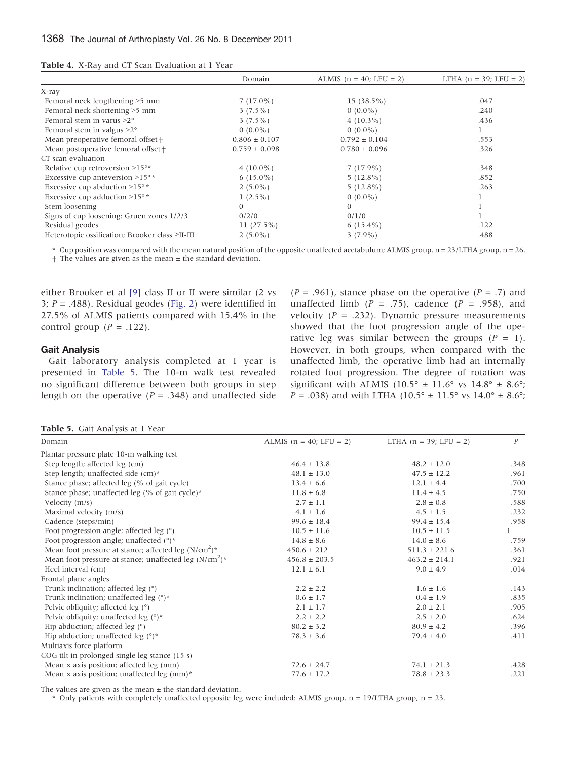**Table 4.** X-Ray and CT Scan Evaluation at 1 Year

| | Domain | ALMIS (n = 40; LFU = 2) | LTHA (n = 39; LFU = 2) |
|---|---|---|---|
| X-ray | | | |
| Femoral neck lengthening >5 mm | 7 (17.0%) | 15 (38.5%) | .047 |
| Femoral neck shortening >5 mm | 3 (7.5%) | 0 (0.0%) | .240 |
| Femoral stem in varus >2° | 3 (7.5%) | 4 (10.3%) | .436 |
| Femoral stem in valgus >2° | 0 (0.0%) | 0 (0.0%) | 1 |
| Mean preoperative femoral offset † | 0.806 ± 0.107 | 0.792 ± 0.104 | .553 |
| Mean postoperative femoral offset † | 0.759 ± 0.098 | 0.780 ± 0.096 | .326 |
| CT scan evaluation | | | |
| Relative cup retroversion >15°* | 4 (10.0%) | 7 (17.9%) | .348 |
| Excessive cup anteversion >15°* | 6 (15.0%) | 5 (12.8%) | .852 |
| Excessive cup abduction >15°* | 2 (5.0%) | 5 (12.8%) | .263 |
| Excessive cup adduction >15°* | 1 (2.5%) | 0 (0.0%) | 1 |
| Stem loosening | 0 | 0 | 1 |
| Signs of cup loosening; Gruen zones 1/2/3 | 0/2/0 | 0/1/0 | 1 |
| Residual geodes | 11 (27.5%) | 6 (15.4%) | .122 |
| Heterotopic ossification; Brooker class ≥II-III | 2 (5.0%) | 3 (7.9%) | .488 |

\* Cup position was compared with the mean natural position of the opposite unaffected acetabulum; ALMIS group, n = 23/LTHA group, n = 26.
† The values are given as the mean ± the standard deviation.

either Brooker et al [9] class II or II were similar (2 vs 3; $P = .488$). Residual geodes (Fig. 2) were identified in 27.5% of ALMIS patients compared with 15.4% in the control group ($P = .122$).

### Gait Analysis

Gait laboratory analysis completed at 1 year is presented in Table 5. The 10-m walk test revealed no significant difference between both groups in step length on the operative ($P = .348$) and unaffected side ($P = .961$), stance phase on the operative ($P = .7$) and unaffected limb ($P = .75$), cadence ($P = .958$), and velocity ($P = .232$). Dynamic pressure measurements showed that the foot progression angle of the operative leg was similar between the groups ($P = 1$). However, in both groups, when compared with the unaffected limb, the operative limb had an internally rotated foot progression. The degree of rotation was significant with ALMIS (10.5° ± 11.6° vs 14.8° ± 8.6°; $P = .038$) and with LTHA (10.5° ± 11.5° vs 14.0° ± 8.6°;

**Table 5.** Gait Analysis at 1 Year

| Domain | ALMIS (n = 40; LFU = 2) | LTHA (n = 39; LFU = 2) | P |
|---|---|---|---|
| Plantar pressure plate 10-m walking test | | | |
| Step length; affected leg (cm) | 46.4 ± 13.8 | 48.2 ± 12.0 | .348 |
| Step length; unaffected side (cm)* | 48.1 ± 13.0 | 47.5 ± 12.2 | .961 |
| Stance phase; affected leg (% of gait cycle) | 13.4 ± 6.6 | 12.1 ± 4.4 | .700 |
| Stance phase; unaffected leg (% of gait cycle)* | 11.8 ± 6.8 | 11.4 ± 4.5 | .750 |
| Velocity (m/s) | 2.7 ± 1.1 | 2.8 ± 0.8 | .588 |
| Maximal velocity (m/s) | 4.1 ± 1.6 | 4.5 ± 1.5 | .232 |
| Cadence (steps/min) | 99.6 ± 18.4 | 99.4 ± 15.4 | .958 |
| Foot progression angle; affected leg (°) | 10.5 ± 11.6 | 10.5 ± 11.5 | 1 |
| Foot progression angle; unaffected (°)* | 14.8 ± 8.6 | 14.0 ± 8.6 | .759 |
| Mean foot pressure at stance; affected leg (N/cm$^2$)* | 450.6 ± 212 | 511.3 ± 221.6 | .361 |
| Mean foot pressure at stance; unaffected leg (N/cm$^2$)* | 456.8 ± 203.5 | 463.2 ± 214.1 | .921 |
| Heel interval (cm) | 12.1 ± 6.1 | 9.0 ± 4.9 | .014 |
| Frontal plane angles | | | |
| Trunk inclination; affected leg (°) | 2.2 ± 2.2 | 1.6 ± 1.6 | .143 |
| Trunk inclination; unaffected leg (°)* | 0.6 ± 1.7 | 0.4 ± 1.9 | .835 |
| Pelvic obliquity; affected leg (°) | 2.1 ± 1.7 | 2.0 ± 2.1 | .905 |
| Pelvic obliquity; unaffected leg (°)* | 2.2 ± 2.2 | 2.5 ± 2.0 | .624 |
| Hip abduction; affected leg (°) | 80.2 ± 3.2 | 80.9 ± 4.2 | .396 |
| Hip abduction; unaffected leg (°)* | 78.3 ± 3.6 | 79.4 ± 4.0 | .411 |
| Multiaxis force platform | | | |
| COG tilt in prolonged single leg stance (15 s) | | | |
| Mean × axis position; affected leg (mm) | 72.6 ± 24.7 | 74.1 ± 21.3 | .428 |
| Mean × axis position; unaffected leg (mm)* | 77.6 ± 17.2 | 78.8 ± 23.3 | .221 |

The values are given as the mean ± the standard deviation.
\* Only patients with completely unaffected opposite leg were included: ALMIS group, n = 19/LTHA group, n = 23.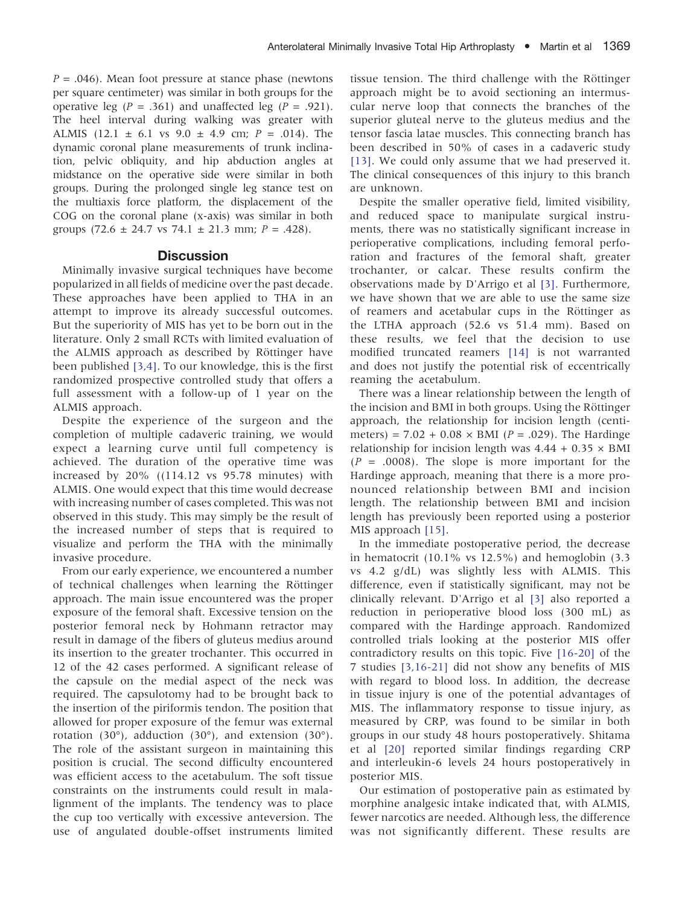$P = .046$). Mean foot pressure at stance phase (newtons per square centimeter) was similar in both groups for the operative leg ($P = .361$) and unaffected leg ($P = .921$). The heel interval during walking was greater with ALMIS (12.1 ± 6.1 vs 9.0 ± 4.9 cm; $P = .014$). The dynamic coronal plane measurements of trunk inclination, pelvic obliquity, and hip abduction angles at midstance on the operative side were similar in both groups. During the prolonged single leg stance test on the multiaxis force platform, the displacement of the COG on the coronal plane (x-axis) was similar in both groups (72.6 ± 24.7 vs 74.1 ± 21.3 mm; $P = .428$).

## Discussion

Minimally invasive surgical techniques have become popularized in all fields of medicine over the past decade. These approaches have been applied to THA in an attempt to improve its already successful outcomes. But the superiority of MIS has yet to be born out in the literature. Only 2 small RCTs with limited evaluation of the ALMIS approach as described by Röttinger have been published [3,4]. To our knowledge, this is the first randomized prospective controlled study that offers a full assessment with a follow-up of 1 year on the ALMIS approach.

Despite the experience of the surgeon and the completion of multiple cadaveric training, we would expect a learning curve until full competency is achieved. The duration of the operative time was increased by 20% ((114.12 vs 95.78 minutes) with ALMIS. One would expect that this time would decrease with increasing number of cases completed. This was not observed in this study. This may simply be the result of the increased number of steps that is required to visualize and perform the THA with the minimally invasive procedure.

From our early experience, we encountered a number of technical challenges when learning the Röttinger approach. The main issue encountered was the proper exposure of the femoral shaft. Excessive tension on the posterior femoral neck by Hohmann retractor may result in damage of the fibers of gluteus medius around its insertion to the greater trochanter. This occurred in 12 of the 42 cases performed. A significant release of the capsule on the medial aspect of the neck was required. The capsulotomy had to be brought back to the insertion of the piriformis tendon. The position that allowed for proper exposure of the femur was external rotation (30°), adduction (30°), and extension (30°). The role of the assistant surgeon in maintaining this position is crucial. The second difficulty encountered was efficient access to the acetabulum. The soft tissue constraints on the instruments could result in malalignment of the implants. The tendency was to place the cup too vertically with excessive anteversion. The use of angulated double-offset instruments limited tissue tension. The third challenge with the Röttinger approach might be to avoid sectioning an intermuscular nerve loop that connects the branches of the superior gluteal nerve to the gluteus medius and the tensor fascia latae muscles. This connecting branch has been described in 50% of cases in a cadaveric study [13]. We could only assume that we had preserved it. The clinical consequences of this injury to this branch are unknown.

Despite the smaller operative field, limited visibility, and reduced space to manipulate surgical instruments, there was no statistically significant increase in perioperative complications, including femoral perforation and fractures of the femoral shaft, greater trochanter, or calcar. These results confirm the observations made by D'Arrigo et al [3]. Furthermore, we have shown that we are able to use the same size of reamers and acetabular cups in the Röttinger as the LTHA approach (52.6 vs 51.4 mm). Based on these results, we feel that the decision to use modified truncated reamers [14] is not warranted and does not justify the potential risk of eccentrically reaming the acetabulum.

There was a linear relationship between the length of the incision and BMI in both groups. Using the Röttinger approach, the relationship for incision length (centimeters) = 7.02 + 0.08 × BMI ($P = .029$). The Hardinge relationship for incision length was 4.44 + 0.35 × BMI ($P = .0008$). The slope is more important for the Hardinge approach, meaning that there is a more pronounced relationship between BMI and incision length. The relationship between BMI and incision length has previously been reported using a posterior MIS approach [15].

In the immediate postoperative period, the decrease in hematocrit (10.1% vs 12.5%) and hemoglobin (3.3 vs 4.2 g/dL) was slightly less with ALMIS. This difference, even if statistically significant, may not be clinically relevant. D'Arrigo et al [3] also reported a reduction in perioperative blood loss (300 mL) as compared with the Hardinge approach. Randomized controlled trials looking at the posterior MIS offer contradictory results on this topic. Five [16-20] of the 7 studies [3,16-21] did not show any benefits of MIS with regard to blood loss. In addition, the decrease in tissue injury is one of the potential advantages of MIS. The inflammatory response to tissue injury, as measured by CRP, was found to be similar in both groups in our study 48 hours postoperatively. Shitama et al [20] reported similar findings regarding CRP and interleukin-6 levels 24 hours postoperatively in posterior MIS.

Our estimation of postoperative pain as estimated by morphine analgesic intake indicated that, with ALMIS, fewer narcotics are needed. Although less, the difference was not significantly different. These results are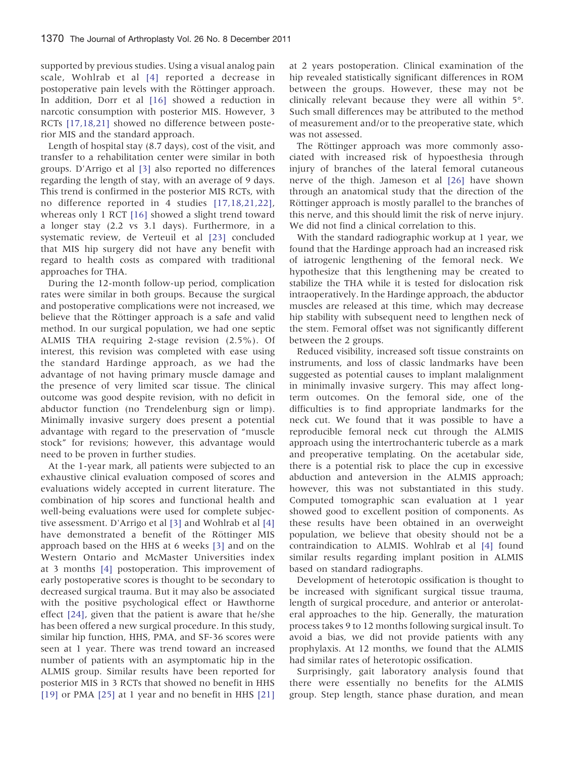supported by previous studies. Using a visual analog pain scale, Wohlrab et al [4] reported a decrease in postoperative pain levels with the Röttinger approach. In addition, Dorr et al [16] showed a reduction in narcotic consumption with posterior MIS. However, 3 RCTs [17,18,21] showed no difference between posterior MIS and the standard approach.

Length of hospital stay (8.7 days), cost of the visit, and transfer to a rehabilitation center were similar in both groups. D'Arrigo et al [3] also reported no differences regarding the length of stay, with an average of 9 days. This trend is confirmed in the posterior MIS RCTs, with no difference reported in 4 studies [17,18,21,22], whereas only 1 RCT [16] showed a slight trend toward a longer stay (2.2 vs 3.1 days). Furthermore, in a systematic review, de Verteuil et al [23] concluded that MIS hip surgery did not have any benefit with regard to health costs as compared with traditional approaches for THA.

During the 12-month follow-up period, complication rates were similar in both groups. Because the surgical and postoperative complications were not increased, we believe that the Röttinger approach is a safe and valid method. In our surgical population, we had one septic ALMIS THA requiring 2-stage revision (2.5%). Of interest, this revision was completed with ease using the standard Hardinge approach, as we had the advantage of not having primary muscle damage and the presence of very limited scar tissue. The clinical outcome was good despite revision, with no deficit in abductor function (no Trendelenburg sign or limp). Minimally invasive surgery does present a potential advantage with regard to the preservation of "muscle stock" for revisions; however, this advantage would need to be proven in further studies.

At the 1-year mark, all patients were subjected to an exhaustive clinical evaluation composed of scores and evaluations widely accepted in current literature. The combination of hip scores and functional health and well-being evaluations were used for complete subjective assessment. D'Arrigo et al [3] and Wohlrab et al [4] have demonstrated a benefit of the Röttinger MIS approach based on the HHS at 6 weeks [3] and on the Western Ontario and McMaster Universities index at 3 months [4] postoperation. This improvement of early postoperative scores is thought to be secondary to decreased surgical trauma. But it may also be associated with the positive psychological effect or Hawthorne effect [24], given that the patient is aware that he/she has been offered a new surgical procedure. In this study, similar hip function, HHS, PMA, and SF-36 scores were seen at 1 year. There was trend toward an increased number of patients with an asymptomatic hip in the ALMIS group. Similar results have been reported for posterior MIS in 3 RCTs that showed no benefit in HHS [19] or PMA [25] at 1 year and no benefit in HHS [21] at 2 years postoperation. Clinical examination of the hip revealed statistically significant differences in ROM between the groups. However, these may not be clinically relevant because they were all within 5°. Such small differences may be attributed to the method of measurement and/or to the preoperative state, which was not assessed.

The Röttinger approach was more commonly associated with increased risk of hypoesthesia through injury of branches of the lateral femoral cutaneous nerve of the thigh. Jameson et al [26] have shown through an anatomical study that the direction of the Röttinger approach is mostly parallel to the branches of this nerve, and this should limit the risk of nerve injury. We did not find a clinical correlation to this.

With the standard radiographic workup at 1 year, we found that the Hardinge approach had an increased risk of iatrogenic lengthening of the femoral neck. We hypothesize that this lengthening may be created to stabilize the THA while it is tested for dislocation risk intraoperatively. In the Hardinge approach, the abductor muscles are released at this time, which may decrease hip stability with subsequent need to lengthen neck of the stem. Femoral offset was not significantly different between the 2 groups.

Reduced visibility, increased soft tissue constraints on instruments, and loss of classic landmarks have been suggested as potential causes to implant malalignment in minimally invasive surgery. This may affect long-term outcomes. On the femoral side, one of the difficulties is to find appropriate landmarks for the neck cut. We found that it was possible to have a reproducible femoral neck cut through the ALMIS approach using the intertrochanteric tubercle as a mark and preoperative templating. On the acetabular side, there is a potential risk to place the cup in excessive abduction and anteversion in the ALMIS approach; however, this was not substantiated in this study. Computed tomographic scan evaluation at 1 year showed good to excellent position of components. As these results have been obtained in an overweight population, we believe that obesity should not be a contraindication to ALMIS. Wohlrab et al [4] found similar results regarding implant position in ALMIS based on standard radiographs.

Development of heterotopic ossification is thought to be increased with significant surgical tissue trauma, length of surgical procedure, and anterior or anterolateral approaches to the hip. Generally, the maturation process takes 9 to 12 months following surgical insult. To avoid a bias, we did not provide patients with any prophylaxis. At 12 months, we found that the ALMIS had similar rates of heterotopic ossification.

Surprisingly, gait laboratory analysis found that there were essentially no benefits for the ALMIS group. Step length, stance phase duration, and mean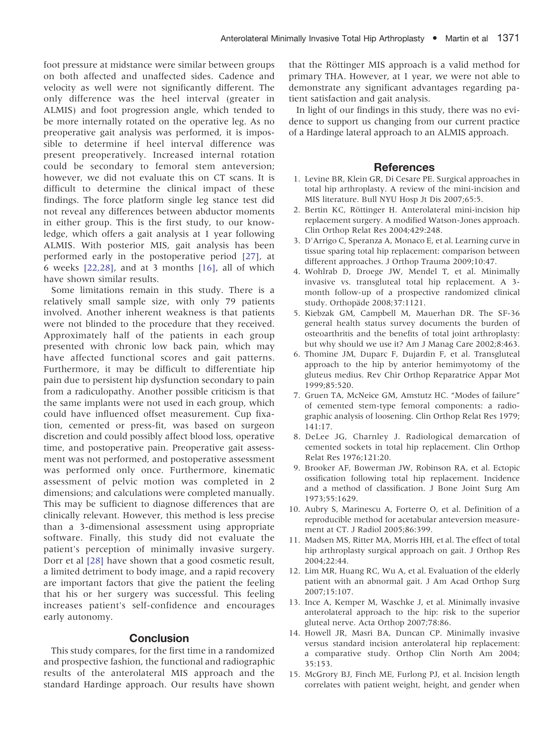foot pressure at midstance were similar between groups on both affected and unaffected sides. Cadence and velocity as well were not significantly different. The only difference was the heel interval (greater in ALMIS) and foot progression angle, which tended to be more internally rotated on the operative leg. As no preoperative gait analysis was performed, it is impossible to determine if heel interval difference was present preoperatively. Increased internal rotation could be secondary to femoral stem anteversion; however, we did not evaluate this on CT scans. It is difficult to determine the clinical impact of these findings. The force platform single leg stance test did not reveal any differences between abductor moments in either group. This is the first study, to our knowledge, which offers a gait analysis at 1 year following ALMIS. With posterior MIS, gait analysis has been performed early in the postoperative period [27], at 6 weeks [22,28], and at 3 months [16], all of which have shown similar results.

Some limitations remain in this study. There is a relatively small sample size, with only 79 patients involved. Another inherent weakness is that patients were not blinded to the procedure that they received. Approximately half of the patients in each group presented with chronic low back pain, which may have affected functional scores and gait patterns. Furthermore, it may be difficult to differentiate hip pain due to persistent hip dysfunction secondary to pain from a radiculopathy. Another possible criticism is that the same implants were not used in each group, which could have influenced offset measurement. Cup fixation, cemented or press-fit, was based on surgeon discretion and could possibly affect blood loss, operative time, and postoperative pain. Preoperative gait assessment was not performed, and postoperative assessment was performed only once. Furthermore, kinematic assessment of pelvic motion was completed in 2 dimensions; and calculations were completed manually. This may be sufficient to diagnose differences that are clinically relevant. However, this method is less precise than a 3-dimensional assessment using appropriate software. Finally, this study did not evaluate the patient's perception of minimally invasive surgery. Dorr et al [28] have shown that a good cosmetic result, a limited detriment to body image, and a rapid recovery are important factors that give the patient the feeling that his or her surgery was successful. This feeling increases patient's self-confidence and encourages early autonomy.

## Conclusion

This study compares, for the first time in a randomized and prospective fashion, the functional and radiographic results of the anterolateral MIS approach and the standard Hardinge approach. Our results have shown that the Röttinger MIS approach is a valid method for primary THA. However, at 1 year, we were not able to demonstrate any significant advantages regarding patient satisfaction and gait analysis.

In light of our findings in this study, there was no evidence to support us changing from our current practice of a Hardinge lateral approach to an ALMIS approach.

## References

1. Levine BR, Klein GR, Di Cesare PE. Surgical approaches in total hip arthroplasty. A review of the mini-incision and MIS literature. Bull NYU Hosp Jt Dis 2007;65:5.
2. Bertin KC, Röttinger H. Anterolateral mini-incision hip replacement surgery. A modified Watson-Jones approach. Clin Orthop Relat Res 2004;429:248.
3. D'Arrigo C, Speranza A, Monaco E, et al. Learning curve in tissue sparing total hip replacement: comparison between different approaches. J Orthop Trauma 2009;10:47.
4. Wohlrab D, Droege JW, Mendel T, et al. Minimally invasive vs. transgluteal total hip replacement. A 3-month follow-up of a prospective randomized clinical study. Orthopäde 2008;37:1121.
5. Kiebzak GM, Campbell M, Mauerhan DR. The SF-36 general health status survey documents the burden of osteoarthritis and the benefits of total joint arthroplasty: but why should we use it? Am J Manag Care 2002;8:463.
6. Thomine JM, Duparc F, Dujardin F, et al. Transgluteal approach to the hip by anterior hemimyotomy of the gluteus medius. Rev Chir Orthop Reparatrice Appar Mot 1999;85:520.
7. Gruen TA, McNeice GM, Amstutz HC. "Modes of failure" of cemented stem-type femoral components: a radiographic analysis of loosening. Clin Orthop Relat Res 1979;141:17.
8. DeLee JG, Charnley J. Radiological demarcation of cemented sockets in total hip replacement. Clin Orthop Relat Res 1976;121:20.
9. Brooker AF, Bowerman JW, Robinson RA, et al. Ectopic ossification following total hip replacement. Incidence and a method of classification. J Bone Joint Surg Am 1973;55:1629.
10. Aubry S, Marinescu A, Forterre O, et al. Definition of a reproducible method for acetabular anteversion measurement at CT. J Radiol 2005;86:399.
11. Madsen MS, Ritter MA, Morris HH, et al. The effect of total hip arthroplasty surgical approach on gait. J Orthop Res 2004;22:44.
12. Lim MR, Huang RC, Wu A, et al. Evaluation of the elderly patient with an abnormal gait. J Am Acad Orthop Surg 2007;15:107.
13. Ince A, Kemper M, Waschke J, et al. Minimally invasive anterolateral approach to the hip: risk to the superior gluteal nerve. Acta Orthop 2007;78:86.
14. Howell JR, Masri BA, Duncan CP. Minimally invasive versus standard incision anterolateral hip replacement: a comparative study. Orthop Clin North Am 2004;35:153.
15. McGrory BJ, Finch ME, Furlong PJ, et al. Incision length correlates with patient weight, height, and gender when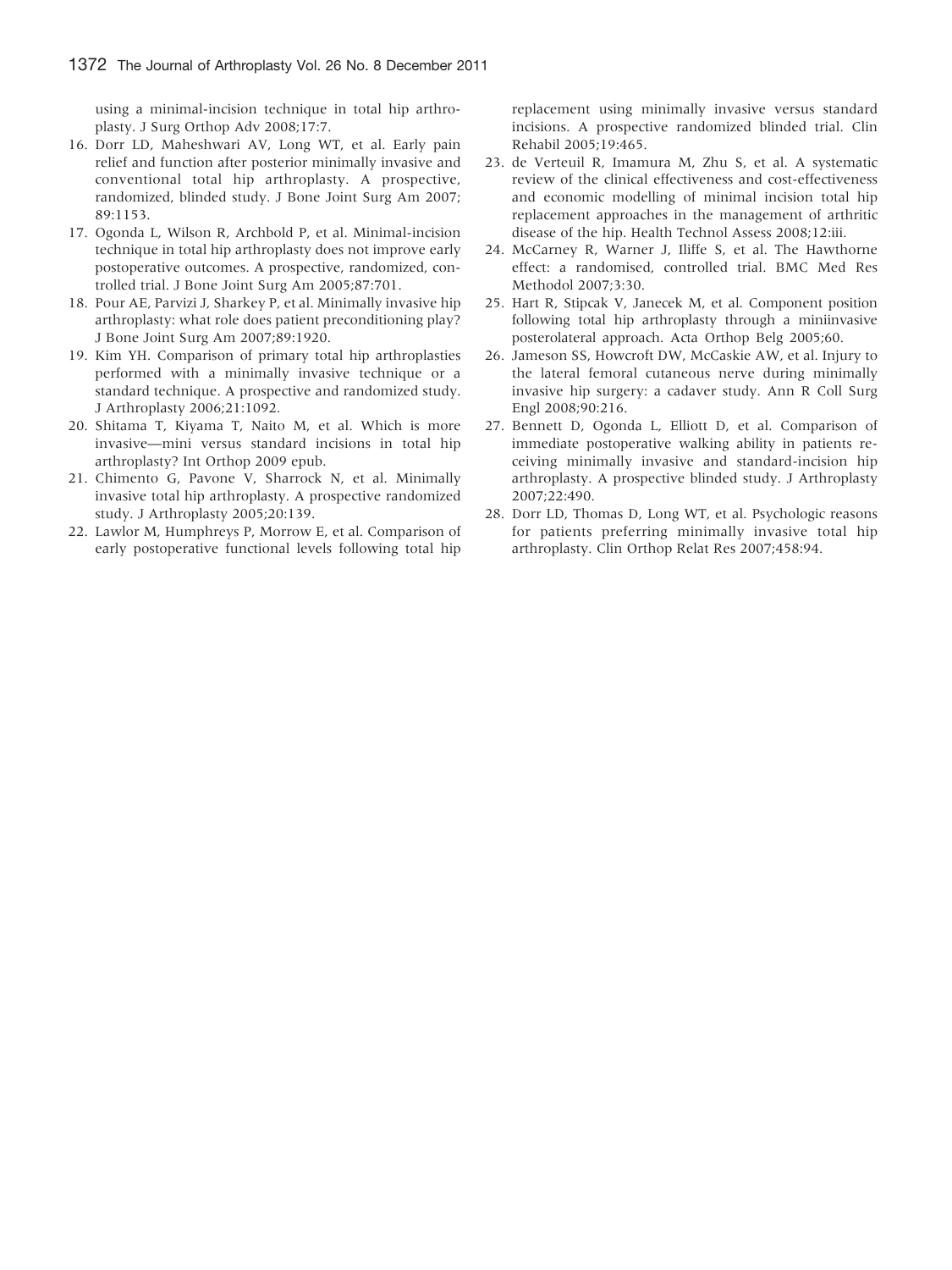using a minimal-incision technique in total hip arthroplasty. J Surg Orthop Adv 2008;17:7.

16. Dorr LD, Maheshwari AV, Long WT, et al. Early pain relief and function after posterior minimally invasive and conventional total hip arthroplasty. A prospective, randomized, blinded study. J Bone Joint Surg Am 2007; 89:1153.
17. Ogonda L, Wilson R, Archbold P, et al. Minimal-incision technique in total hip arthroplasty does not improve early postoperative outcomes. A prospective, randomized, controlled trial. J Bone Joint Surg Am 2005;87:701.
18. Pour AE, Parvizi J, Sharkey P, et al. Minimally invasive hip arthroplasty: what role does patient preconditioning play? J Bone Joint Surg Am 2007;89:1920.
19. Kim YH. Comparison of primary total hip arthroplasties performed with a minimally invasive technique or a standard technique. A prospective and randomized study. J Arthroplasty 2006;21:1092.
20. Shitama T, Kiyama T, Naito M, et al. Which is more invasive—mini versus standard incisions in total hip arthroplasty? Int Orthop 2009 epub.
21. Chimento G, Pavone V, Sharrock N, et al. Minimally invasive total hip arthroplasty. A prospective randomized study. J Arthroplasty 2005;20:139.
22. Lawlor M, Humphreys P, Morrow E, et al. Comparison of early postoperative functional levels following total hip replacement using minimally invasive versus standard incisions. A prospective randomized blinded trial. Clin Rehabil 2005;19:465.
23. de Verteuil R, Imamura M, Zhu S, et al. A systematic review of the clinical effectiveness and cost-effectiveness and economic modelling of minimal incision total hip replacement approaches in the management of arthritic disease of the hip. Health Technol Assess 2008;12:iii.
24. McCarney R, Warner J, Iliffe S, et al. The Hawthorne effect: a randomised, controlled trial. BMC Med Res Methodol 2007;3:30.
25. Hart R, Stipcak V, Janecek M, et al. Component position following total hip arthroplasty through a miniinvasive posterolateral approach. Acta Orthop Belg 2005;60.
26. Jameson SS, Howcroft DW, McCaskie AW, et al. Injury to the lateral femoral cutaneous nerve during minimally invasive hip surgery: a cadaver study. Ann R Coll Surg Engl 2008;90:216.
27. Bennett D, Ogonda L, Elliott D, et al. Comparison of immediate postoperative walking ability in patients receiving minimally invasive and standard-incision hip arthroplasty. A prospective blinded study. J Arthroplasty 2007;22:490.
28. Dorr LD, Thomas D, Long WT, et al. Psychologic reasons for patients preferring minimally invasive total hip arthroplasty. Clin Orthop Relat Res 2007;458:94.